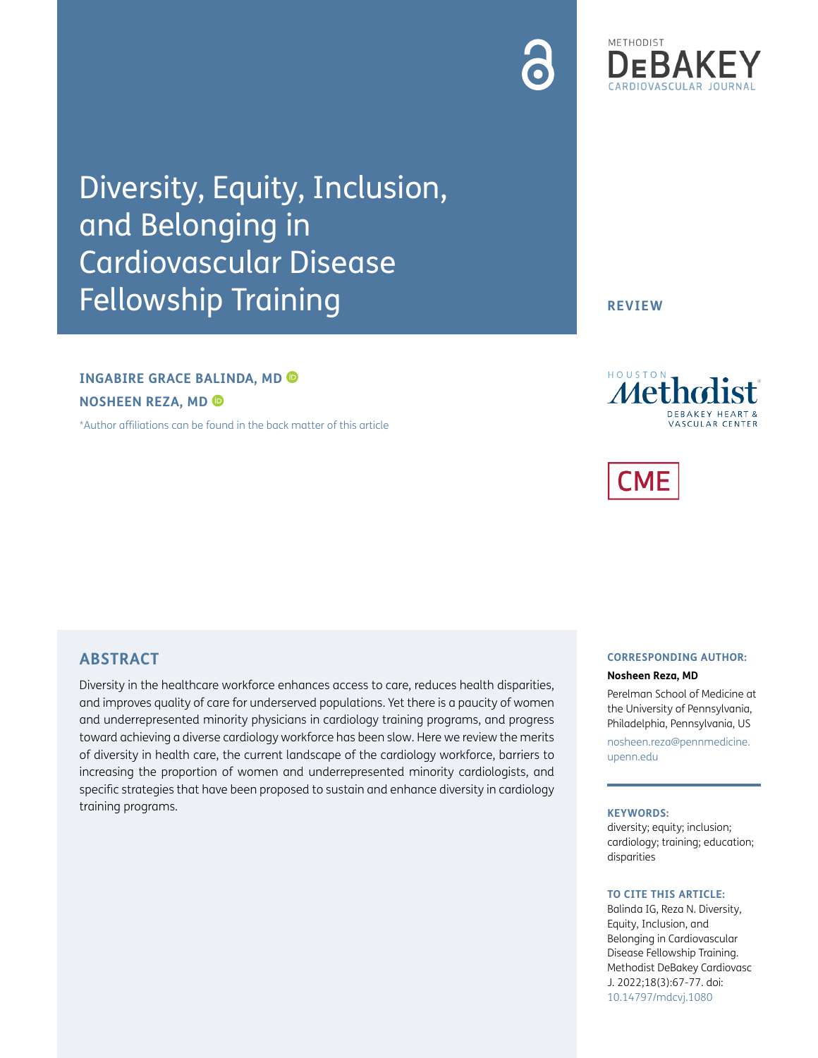# Diversity, Equity, Inclusion, and Belonging in Cardiovascular Disease Fellowship Training

REVIEW

**INGABIRE GRACE BALINDA, MD**

**NOSHEEN REZA, MD**

*Author affiliations can be found in the back matter of this article

CME

## ABSTRACT

Diversity in the healthcare workforce enhances access to care, reduces health disparities, and improves quality of care for underserved populations. Yet there is a paucity of women and underrepresented minority physicians in cardiology training programs, and progress toward achieving a diverse cardiology workforce has been slow. Here we review the merits of diversity in health care, the current landscape of the cardiology workforce, barriers to increasing the proportion of women and underrepresented minority cardiologists, and specific strategies that have been proposed to sustain and enhance diversity in cardiology training programs.

**CORRESPONDING AUTHOR:**

**Nosheen Reza, MD**

Perelman School of Medicine at the University of Pennsylvania, Philadelphia, Pennsylvania, US

nosheen.reza@pennmedicine.upenn.edu

**KEYWORDS:**

diversity; equity; inclusion; cardiology; training; education; disparities

**TO CITE THIS ARTICLE:**

Balinda IG, Reza N. Diversity, Equity, Inclusion, and Belonging in Cardiovascular Disease Fellowship Training. Methodist DeBakey Cardiovasc J. 2022;18(3):67-77. doi: 10.14797/mdcvj.1080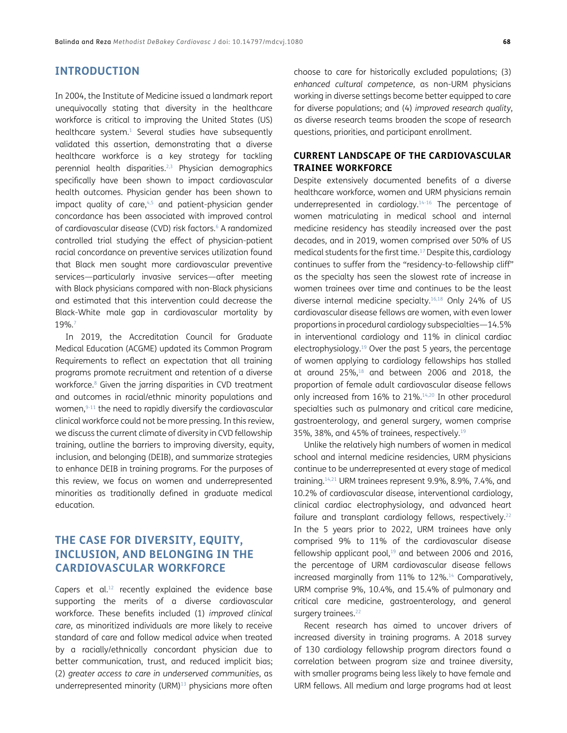## INTRODUCTION

In 2004, the Institute of Medicine issued a landmark report unequivocally stating that diversity in the healthcare workforce is critical to improving the United States (US) healthcare system.[1] Several studies have subsequently validated this assertion, demonstrating that a diverse healthcare workforce is a key strategy for tackling perennial health disparities.[2,3] Physician demographics specifically have been shown to impact cardiovascular health outcomes. Physician gender has been shown to impact quality of care,[4,5] and patient-physician gender concordance has been associated with improved control of cardiovascular disease (CVD) risk factors.[6] A randomized controlled trial studying the effect of physician-patient racial concordance on preventive services utilization found that Black men sought more cardiovascular preventive services—particularly invasive services—after meeting with Black physicians compared with non-Black physicians and estimated that this intervention could decrease the Black-White male gap in cardiovascular mortality by 19%.[7]

In 2019, the Accreditation Council for Graduate Medical Education (ACGME) updated its Common Program Requirements to reflect an expectation that all training programs promote recruitment and retention of a diverse workforce.[8] Given the jarring disparities in CVD treatment and outcomes in racial/ethnic minority populations and women,[9-11] the need to rapidly diversify the cardiovascular clinical workforce could not be more pressing. In this review, we discuss the current climate of diversity in CVD fellowship training, outline the barriers to improving diversity, equity, inclusion, and belonging (DEIB), and summarize strategies to enhance DEIB in training programs. For the purposes of this review, we focus on women and underrepresented minorities as traditionally defined in graduate medical education.

## THE CASE FOR DIVERSITY, EQUITY, INCLUSION, AND BELONGING IN THE CARDIOVASCULAR WORKFORCE

Capers et al.[12] recently explained the evidence base supporting the merits of a diverse cardiovascular workforce. These benefits included (1) *improved clinical care*, as minoritized individuals are more likely to receive standard of care and follow medical advice when treated by a racially/ethnically concordant physician due to better communication, trust, and reduced implicit bias; (2) *greater access to care in underserved communities*, as underrepresented minority (URM)[13] physicians more often choose to care for historically excluded populations; (3) *enhanced cultural competence*, as non-URM physicians working in diverse settings become better equipped to care for diverse populations; and (4) *improved research quality*, as diverse research teams broaden the scope of research questions, priorities, and participant enrollment.

### CURRENT LANDSCAPE OF THE CARDIOVASCULAR TRAINEE WORKFORCE

Despite extensively documented benefits of a diverse healthcare workforce, women and URM physicians remain underrepresented in cardiology.[14-16] The percentage of women matriculating in medical school and internal medicine residency has steadily increased over the past decades, and in 2019, women comprised over 50% of US medical students for the first time.[17] Despite this, cardiology continues to suffer from the "residency-to-fellowship cliff" as the specialty has seen the slowest rate of increase in women trainees over time and continues to be the least diverse internal medicine specialty.[16,18] Only 24% of US cardiovascular disease fellows are women, with even lower proportions in procedural cardiology subspecialties—14.5% in interventional cardiology and 11% in clinical cardiac electrophysiology.[19] Over the past 5 years, the percentage of women applying to cardiology fellowships has stalled at around 25%,[18] and between 2006 and 2018, the proportion of female adult cardiovascular disease fellows only increased from 16% to 21%.[14,20] In other procedural specialties such as pulmonary and critical care medicine, gastroenterology, and general surgery, women comprise 35%, 38%, and 45% of trainees, respectively.[19]

Unlike the relatively high numbers of women in medical school and internal medicine residencies, URM physicians continue to be underrepresented at every stage of medical training.[14,21] URM trainees represent 9.9%, 8.9%, 7.4%, and 10.2% of cardiovascular disease, interventional cardiology, clinical cardiac electrophysiology, and advanced heart failure and transplant cardiology fellows, respectively.[22] In the 5 years prior to 2022, URM trainees have only comprised 9% to 11% of the cardiovascular disease fellowship applicant pool,[19] and between 2006 and 2016, the percentage of URM cardiovascular disease fellows increased marginally from 11% to 12%.[14] Comparatively, URM comprise 9%, 10.4%, and 15.4% of pulmonary and critical care medicine, gastroenterology, and general surgery trainees.[22]

Recent research has aimed to uncover drivers of increased diversity in training programs. A 2018 survey of 130 cardiology fellowship program directors found a correlation between program size and trainee diversity, with smaller programs being less likely to have female and URM fellows. All medium and large programs had at least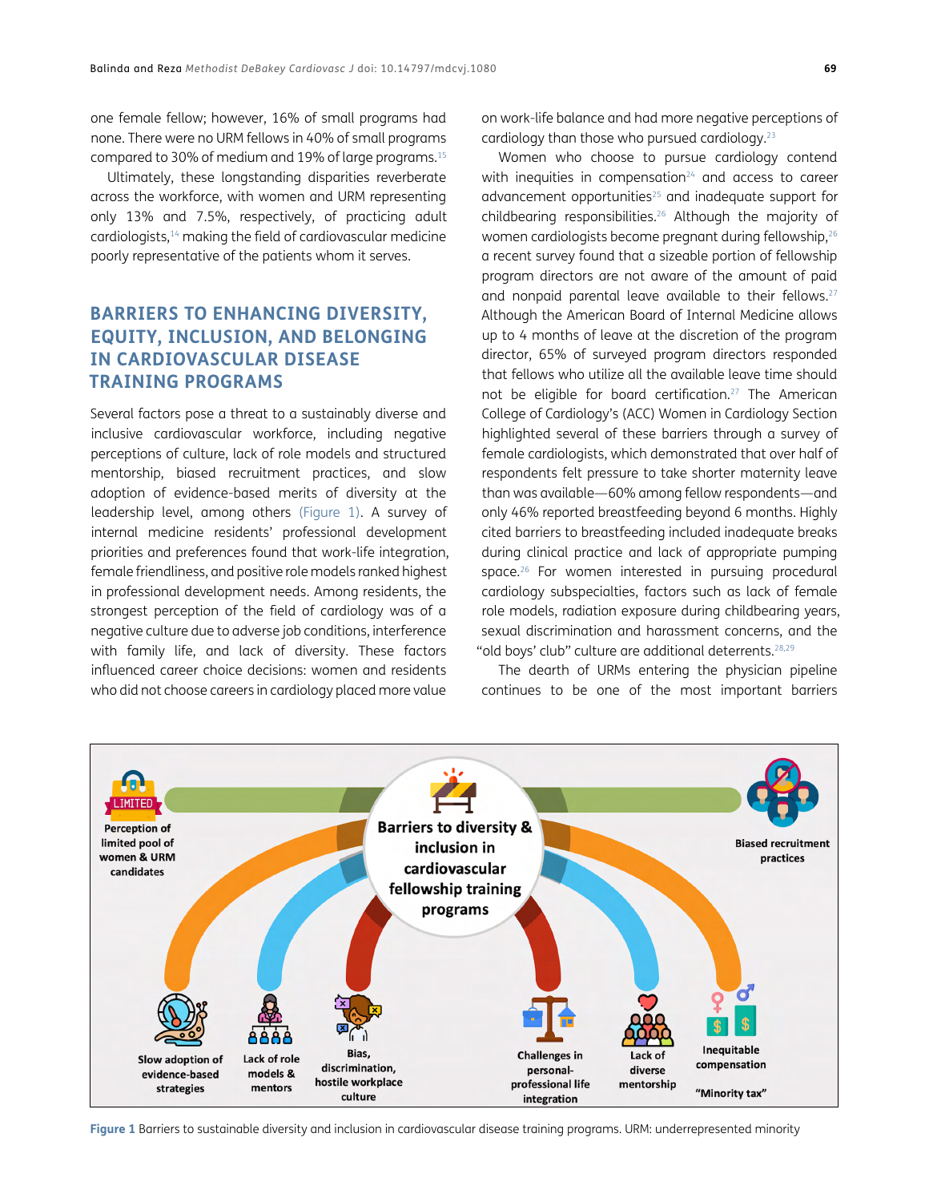one female fellow; however, 16% of small programs had none. There were no URM fellows in 40% of small programs compared to 30% of medium and 19% of large programs.[15]

Ultimately, these longstanding disparities reverberate across the workforce, with women and URM representing only 13% and 7.5%, respectively, of practicing adult cardiologists,[14] making the field of cardiovascular medicine poorly representative of the patients whom it serves.

## BARRIERS TO ENHANCING DIVERSITY, EQUITY, INCLUSION, AND BELONGING IN CARDIOVASCULAR DISEASE TRAINING PROGRAMS

Several factors pose a threat to a sustainably diverse and inclusive cardiovascular workforce, including negative perceptions of culture, lack of role models and structured mentorship, biased recruitment practices, and slow adoption of evidence-based merits of diversity at the leadership level, among others (Figure 1). A survey of internal medicine residents' professional development priorities and preferences found that work-life integration, female friendliness, and positive role models ranked highest in professional development needs. Among residents, the strongest perception of the field of cardiology was of a negative culture due to adverse job conditions, interference with family life, and lack of diversity. These factors influenced career choice decisions: women and residents who did not choose careers in cardiology placed more value on work-life balance and had more negative perceptions of cardiology than those who pursued cardiology.[23]

Women who choose to pursue cardiology contend with inequities in compensation[24] and access to career advancement opportunities[25] and inadequate support for childbearing responsibilities.[26] Although the majority of women cardiologists become pregnant during fellowship,[26] a recent survey found that a sizeable portion of fellowship program directors are not aware of the amount of paid and nonpaid parental leave available to their fellows.[27] Although the American Board of Internal Medicine allows up to 4 months of leave at the discretion of the program director, 65% of surveyed program directors responded that fellows who utilize all the available leave time should not be eligible for board certification.[27] The American College of Cardiology's (ACC) Women in Cardiology Section highlighted several of these barriers through a survey of female cardiologists, which demonstrated that over half of respondents felt pressure to take shorter maternity leave than was available—60% among fellow respondents—and only 46% reported breastfeeding beyond 6 months. Highly cited barriers to breastfeeding included inadequate breaks during clinical practice and lack of appropriate pumping space.[26] For women interested in pursuing procedural cardiology subspecialties, factors such as lack of female role models, radiation exposure during childbearing years, sexual discrimination and harassment concerns, and the "old boys' club" culture are additional deterrents.[28,29]

The dearth of URMs entering the physician pipeline continues to be one of the most important barriers

**Figure 1** Barriers to sustainable diversity and inclusion in cardiovascular disease training programs. URM: underrepresented minority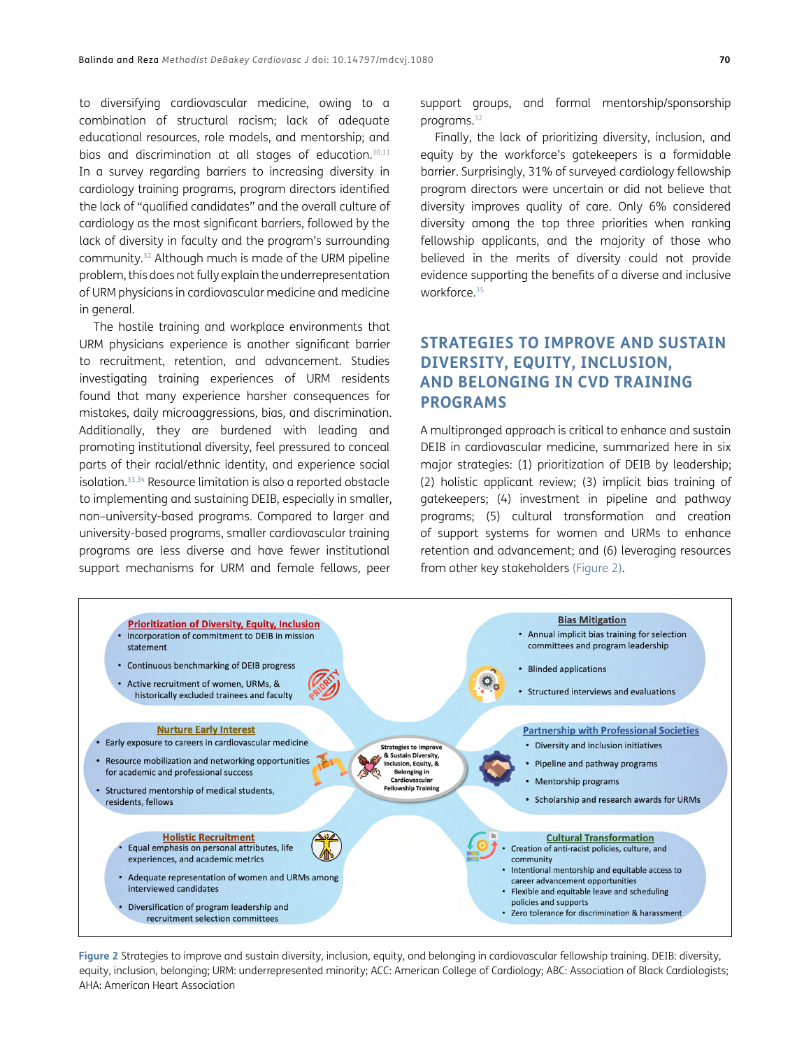to diversifying cardiovascular medicine, owing to a combination of structural racism; lack of adequate educational resources, role models, and mentorship; and bias and discrimination at all stages of education.[30,31] In a survey regarding barriers to increasing diversity in cardiology training programs, program directors identified the lack of "qualified candidates" and the overall culture of cardiology as the most significant barriers, followed by the lack of diversity in faculty and the program's surrounding community.[32] Although much is made of the URM pipeline problem, this does not fully explain the underrepresentation of URM physicians in cardiovascular medicine and medicine in general.

The hostile training and workplace environments that URM physicians experience is another significant barrier to recruitment, retention, and advancement. Studies investigating training experiences of URM residents found that many experience harsher consequences for mistakes, daily microaggressions, bias, and discrimination. Additionally, they are burdened with leading and promoting institutional diversity, feel pressured to conceal parts of their racial/ethnic identity, and experience social isolation.[33,34] Resource limitation is also a reported obstacle to implementing and sustaining DEIB, especially in smaller, non–university-based programs. Compared to larger and university-based programs, smaller cardiovascular training programs are less diverse and have fewer institutional support mechanisms for URM and female fellows, peer support groups, and formal mentorship/sponsorship programs.[32]

Finally, the lack of prioritizing diversity, inclusion, and equity by the workforce's gatekeepers is a formidable barrier. Surprisingly, 31% of surveyed cardiology fellowship program directors were uncertain or did not believe that diversity improves quality of care. Only 6% considered diversity among the top three priorities when ranking fellowship applicants, and the majority of those who believed in the merits of diversity could not provide evidence supporting the benefits of a diverse and inclusive workforce.[35]

## STRATEGIES TO IMPROVE AND SUSTAIN DIVERSITY, EQUITY, INCLUSION, AND BELONGING IN CVD TRAINING PROGRAMS

A multipronged approach is critical to enhance and sustain DEIB in cardiovascular medicine, summarized here in six major strategies: (1) prioritization of DEIB by leadership; (2) holistic applicant review; (3) implicit bias training of gatekeepers; (4) investment in pipeline and pathway programs; (5) cultural transformation and creation of support systems for women and URMs to enhance retention and advancement; and (6) leveraging resources from other key stakeholders (Figure 2).

**Strategies to Improve & Sustain Diversity, Inclusion, Equity, & Belonging in Cardiovascular Fellowship Training**

**Prioritization of Diversity, Equity, Inclusion**
- Incorporation of commitment to DEIB in mission statement
- Continuous benchmarking of DEIB progress
- Active recruitment of women, URMs, & historically excluded trainees and faculty

**Bias Mitigation**
- Annual implicit bias training for selection committees and program leadership
- Blinded applications
- Structured interviews and evaluations

**Nurture Early Interest**
- Early exposure to careers in cardiovascular medicine
- Resource mobilization and networking opportunities for academic and professional success
- Structured mentorship of medical students, residents, fellows

**Partnership with Professional Societies**
- Diversity and inclusion initiatives
- Pipeline and pathway programs
- Mentorship programs
- Scholarship and research awards for URMs

**Holistic Recruitment**
- Equal emphasis on personal attributes, life experiences, and academic metrics
- Adequate representation of women and URMs among interviewed candidates
- Diversification of program leadership and recruitment selection committees

**Cultural Transformation**
- Creation of anti-racist policies, culture, and community
- Intentional mentorship and equitable access to career advancement opportunities
- Flexible and equitable leave and scheduling policies and supports
- Zero tolerance for discrimination & harassment

Figure 2 Strategies to improve and sustain diversity, inclusion, equity, and belonging in cardiovascular fellowship training. DEIB: diversity, equity, inclusion, belonging; URM: underrepresented minority; ACC: American College of Cardiology; ABC: Association of Black Cardiologists; AHA: American Heart Association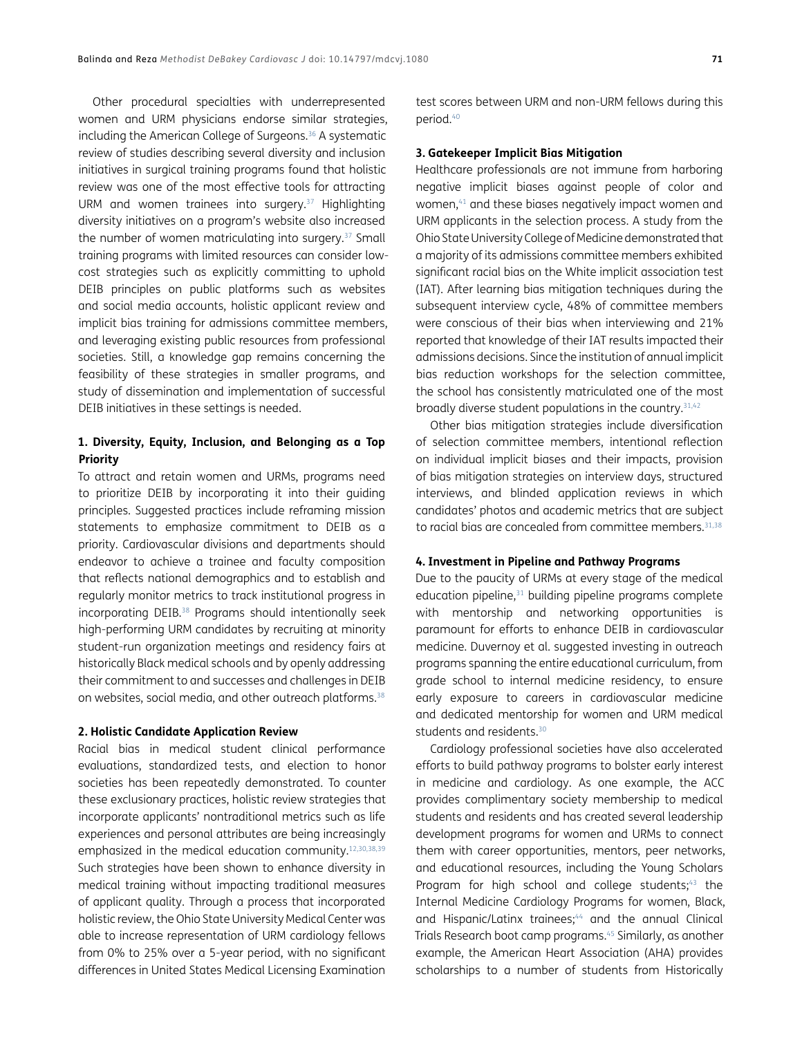Other procedural specialties with underrepresented women and URM physicians endorse similar strategies, including the American College of Surgeons.[36] A systematic review of studies describing several diversity and inclusion initiatives in surgical training programs found that holistic review was one of the most effective tools for attracting URM and women trainees into surgery.[37] Highlighting diversity initiatives on a program's website also increased the number of women matriculating into surgery.[37] Small training programs with limited resources can consider low-cost strategies such as explicitly committing to uphold DEIB principles on public platforms such as websites and social media accounts, holistic applicant review and implicit bias training for admissions committee members, and leveraging existing public resources from professional societies. Still, a knowledge gap remains concerning the feasibility of these strategies in smaller programs, and study of dissemination and implementation of successful DEIB initiatives in these settings is needed.

**1. Diversity, Equity, Inclusion, and Belonging as a Top Priority**

To attract and retain women and URMs, programs need to prioritize DEIB by incorporating it into their guiding principles. Suggested practices include reframing mission statements to emphasize commitment to DEIB as a priority. Cardiovascular divisions and departments should endeavor to achieve a trainee and faculty composition that reflects national demographics and to establish and regularly monitor metrics to track institutional progress in incorporating DEIB.[38] Programs should intentionally seek high-performing URM candidates by recruiting at minority student-run organization meetings and residency fairs at historically Black medical schools and by openly addressing their commitment to and successes and challenges in DEIB on websites, social media, and other outreach platforms.[38]

**2. Holistic Candidate Application Review**

Racial bias in medical student clinical performance evaluations, standardized tests, and election to honor societies has been repeatedly demonstrated. To counter these exclusionary practices, holistic review strategies that incorporate applicants' nontraditional metrics such as life experiences and personal attributes are being increasingly emphasized in the medical education community.[12,30,38,39] Such strategies have been shown to enhance diversity in medical training without impacting traditional measures of applicant quality. Through a process that incorporated holistic review, the Ohio State University Medical Center was able to increase representation of URM cardiology fellows from 0% to 25% over a 5-year period, with no significant differences in United States Medical Licensing Examination test scores between URM and non-URM fellows during this period.[40]

**3. Gatekeeper Implicit Bias Mitigation**

Healthcare professionals are not immune from harboring negative implicit biases against people of color and women,[41] and these biases negatively impact women and URM applicants in the selection process. A study from the Ohio State University College of Medicine demonstrated that a majority of its admissions committee members exhibited significant racial bias on the White implicit association test (IAT). After learning bias mitigation techniques during the subsequent interview cycle, 48% of committee members were conscious of their bias when interviewing and 21% reported that knowledge of their IAT results impacted their admissions decisions. Since the institution of annual implicit bias reduction workshops for the selection committee, the school has consistently matriculated one of the most broadly diverse student populations in the country.[31,42]

Other bias mitigation strategies include diversification of selection committee members, intentional reflection on individual implicit biases and their impacts, provision of bias mitigation strategies on interview days, structured interviews, and blinded application reviews in which candidates' photos and academic metrics that are subject to racial bias are concealed from committee members.[31,38]

**4. Investment in Pipeline and Pathway Programs**

Due to the paucity of URMs at every stage of the medical education pipeline,[31] building pipeline programs complete with mentorship and networking opportunities is paramount for efforts to enhance DEIB in cardiovascular medicine. Duvernoy et al. suggested investing in outreach programs spanning the entire educational curriculum, from grade school to internal medicine residency, to ensure early exposure to careers in cardiovascular medicine and dedicated mentorship for women and URM medical students and residents.[30]

Cardiology professional societies have also accelerated efforts to build pathway programs to bolster early interest in medicine and cardiology. As one example, the ACC provides complimentary society membership to medical students and residents and has created several leadership development programs for women and URMs to connect them with career opportunities, mentors, peer networks, and educational resources, including the Young Scholars Program for high school and college students;[43] the Internal Medicine Cardiology Programs for women, Black, and Hispanic/Latinx trainees;[44] and the annual Clinical Trials Research boot camp programs.[45] Similarly, as another example, the American Heart Association (AHA) provides scholarships to a number of students from Historically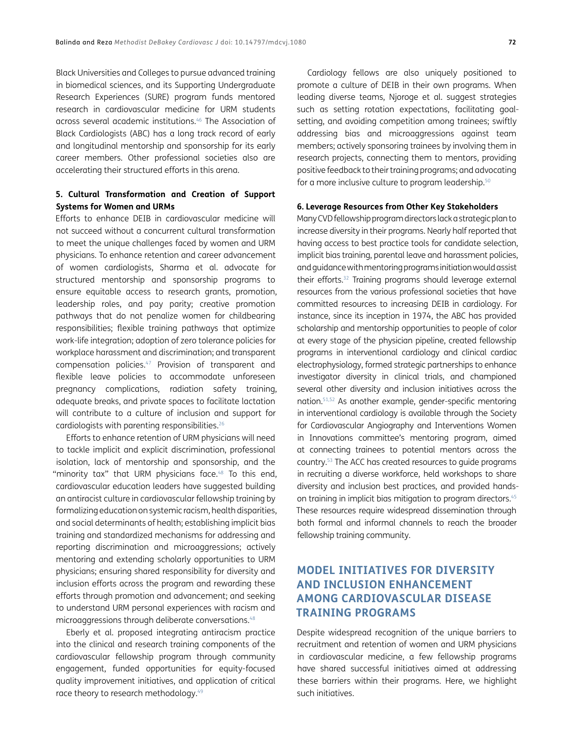Black Universities and Colleges to pursue advanced training in biomedical sciences, and its Supporting Undergraduate Research Experiences (SURE) program funds mentored research in cardiovascular medicine for URM students across several academic institutions.[46] The Association of Black Cardiologists (ABC) has a long track record of early and longitudinal mentorship and sponsorship for its early career members. Other professional societies also are accelerating their structured efforts in this arena.

### 5. Cultural Transformation and Creation of Support Systems for Women and URMs

Efforts to enhance DEIB in cardiovascular medicine will not succeed without a concurrent cultural transformation to meet the unique challenges faced by women and URM physicians. To enhance retention and career advancement of women cardiologists, Sharma et al. advocate for structured mentorship and sponsorship programs to ensure equitable access to research grants, promotion, leadership roles, and pay parity; creative promotion pathways that do not penalize women for childbearing responsibilities; flexible training pathways that optimize work-life integration; adoption of zero tolerance policies for workplace harassment and discrimination; and transparent compensation policies.[47] Provision of transparent and flexible leave policies to accommodate unforeseen pregnancy complications, radiation safety training, adequate breaks, and private spaces to facilitate lactation will contribute to a culture of inclusion and support for cardiologists with parenting responsibilities.[26]

Efforts to enhance retention of URM physicians will need to tackle implicit and explicit discrimination, professional isolation, lack of mentorship and sponsorship, and the "minority tax" that URM physicians face.[48] To this end, cardiovascular education leaders have suggested building an antiracist culture in cardiovascular fellowship training by formalizing education on systemic racism, health disparities, and social determinants of health; establishing implicit bias training and standardized mechanisms for addressing and reporting discrimination and microaggressions; actively mentoring and extending scholarly opportunities to URM physicians; ensuring shared responsibility for diversity and inclusion efforts across the program and rewarding these efforts through promotion and advancement; and seeking to understand URM personal experiences with racism and microaggressions through deliberate conversations.[48]

Eberly et al. proposed integrating antiracism practice into the clinical and research training components of the cardiovascular fellowship program through community engagement, funded opportunities for equity-focused quality improvement initiatives, and application of critical race theory to research methodology.[49]

Cardiology fellows are also uniquely positioned to promote a culture of DEIB in their own programs. When leading diverse teams, Njoroge et al. suggest strategies such as setting rotation expectations, facilitating goal-setting, and avoiding competition among trainees; swiftly addressing bias and microaggressions against team members; actively sponsoring trainees by involving them in research projects, connecting them to mentors, providing positive feedback to their training programs; and advocating for a more inclusive culture to program leadership.[50]

### 6. Leverage Resources from Other Key Stakeholders

Many CVD fellowship program directors lack a strategic plan to increase diversity in their programs. Nearly half reported that having access to best practice tools for candidate selection, implicit bias training, parental leave and harassment policies, and guidance with mentoring programs initiation would assist their efforts.[32] Training programs should leverage external resources from the various professional societies that have committed resources to increasing DEIB in cardiology. For instance, since its inception in 1974, the ABC has provided scholarship and mentorship opportunities to people of color at every stage of the physician pipeline, created fellowship programs in interventional cardiology and clinical cardiac electrophysiology, formed strategic partnerships to enhance investigator diversity in clinical trials, and championed several other diversity and inclusion initiatives across the nation.[51,52] As another example, gender-specific mentoring in interventional cardiology is available through the Society for Cardiovascular Angiography and Interventions Women in Innovations committee's mentoring program, aimed at connecting trainees to potential mentors across the country.[53] The ACC has created resources to guide programs in recruiting a diverse workforce, held workshops to share diversity and inclusion best practices, and provided hands-on training in implicit bias mitigation to program directors.[45] These resources require widespread dissemination through both formal and informal channels to reach the broader fellowship training community.

## MODEL INITIATIVES FOR DIVERSITY AND INCLUSION ENHANCEMENT AMONG CARDIOVASCULAR DISEASE TRAINING PROGRAMS

Despite widespread recognition of the unique barriers to recruitment and retention of women and URM physicians in cardiovascular medicine, a few fellowship programs have shared successful initiatives aimed at addressing these barriers within their programs. Here, we highlight such initiatives.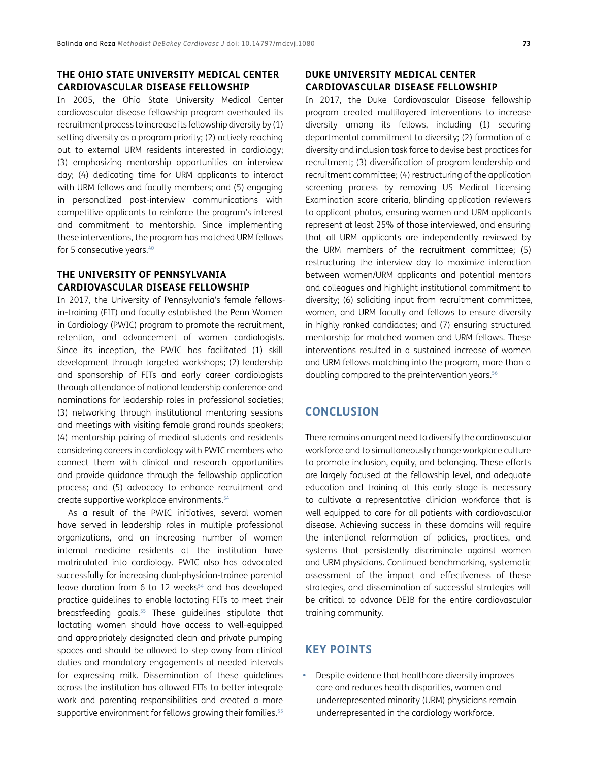## THE OHIO STATE UNIVERSITY MEDICAL CENTER CARDIOVASCULAR DISEASE FELLOWSHIP

In 2005, the Ohio State University Medical Center cardiovascular disease fellowship program overhauled its recruitment process to increase its fellowship diversity by (1) setting diversity as a program priority; (2) actively reaching out to external URM residents interested in cardiology; (3) emphasizing mentorship opportunities on interview day; (4) dedicating time for URM applicants to interact with URM fellows and faculty members; and (5) engaging in personalized post-interview communications with competitive applicants to reinforce the program's interest and commitment to mentorship. Since implementing these interventions, the program has matched URM fellows for 5 consecutive years.[40]

## THE UNIVERSITY OF PENNSYLVANIA CARDIOVASCULAR DISEASE FELLOWSHIP

In 2017, the University of Pennsylvania's female fellows-in-training (FIT) and faculty established the Penn Women in Cardiology (PWIC) program to promote the recruitment, retention, and advancement of women cardiologists. Since its inception, the PWIC has facilitated (1) skill development through targeted workshops; (2) leadership and sponsorship of FITs and early career cardiologists through attendance of national leadership conference and nominations for leadership roles in professional societies; (3) networking through institutional mentoring sessions and meetings with visiting female grand rounds speakers; (4) mentorship pairing of medical students and residents considering careers in cardiology with PWIC members who connect them with clinical and research opportunities and provide guidance through the fellowship application process; and (5) advocacy to enhance recruitment and create supportive workplace environments.[54]

As a result of the PWIC initiatives, several women have served in leadership roles in multiple professional organizations, and an increasing number of women internal medicine residents at the institution have matriculated into cardiology. PWIC also has advocated successfully for increasing dual-physician-trainee parental leave duration from 6 to 12 weeks[54] and has developed practice guidelines to enable lactating FITs to meet their breastfeeding goals.[55] These guidelines stipulate that lactating women should have access to well-equipped and appropriately designated clean and private pumping spaces and should be allowed to step away from clinical duties and mandatory engagements at needed intervals for expressing milk. Dissemination of these guidelines across the institution has allowed FITs to better integrate work and parenting responsibilities and created a more supportive environment for fellows growing their families.[55]

## DUKE UNIVERSITY MEDICAL CENTER CARDIOVASCULAR DISEASE FELLOWSHIP

In 2017, the Duke Cardiovascular Disease fellowship program created multilayered interventions to increase diversity among its fellows, including (1) securing departmental commitment to diversity; (2) formation of a diversity and inclusion task force to devise best practices for recruitment; (3) diversification of program leadership and recruitment committee; (4) restructuring of the application screening process by removing US Medical Licensing Examination score criteria, blinding application reviewers to applicant photos, ensuring women and URM applicants represent at least 25% of those interviewed, and ensuring that all URM applicants are independently reviewed by the URM members of the recruitment committee; (5) restructuring the interview day to maximize interaction between women/URM applicants and potential mentors and colleagues and highlight institutional commitment to diversity; (6) soliciting input from recruitment committee, women, and URM faculty and fellows to ensure diversity in highly ranked candidates; and (7) ensuring structured mentorship for matched women and URM fellows. These interventions resulted in a sustained increase of women and URM fellows matching into the program, more than a doubling compared to the preintervention years.[56]

# CONCLUSION

There remains an urgent need to diversify the cardiovascular workforce and to simultaneously change workplace culture to promote inclusion, equity, and belonging. These efforts are largely focused at the fellowship level, and adequate education and training at this early stage is necessary to cultivate a representative clinician workforce that is well equipped to care for all patients with cardiovascular disease. Achieving success in these domains will require the intentional reformation of policies, practices, and systems that persistently discriminate against women and URM physicians. Continued benchmarking, systematic assessment of the impact and effectiveness of these strategies, and dissemination of successful strategies will be critical to advance DEIB for the entire cardiovascular training community.

# KEY POINTS

- Despite evidence that healthcare diversity improves care and reduces health disparities, women and underrepresented minority (URM) physicians remain underrepresented in the cardiology workforce.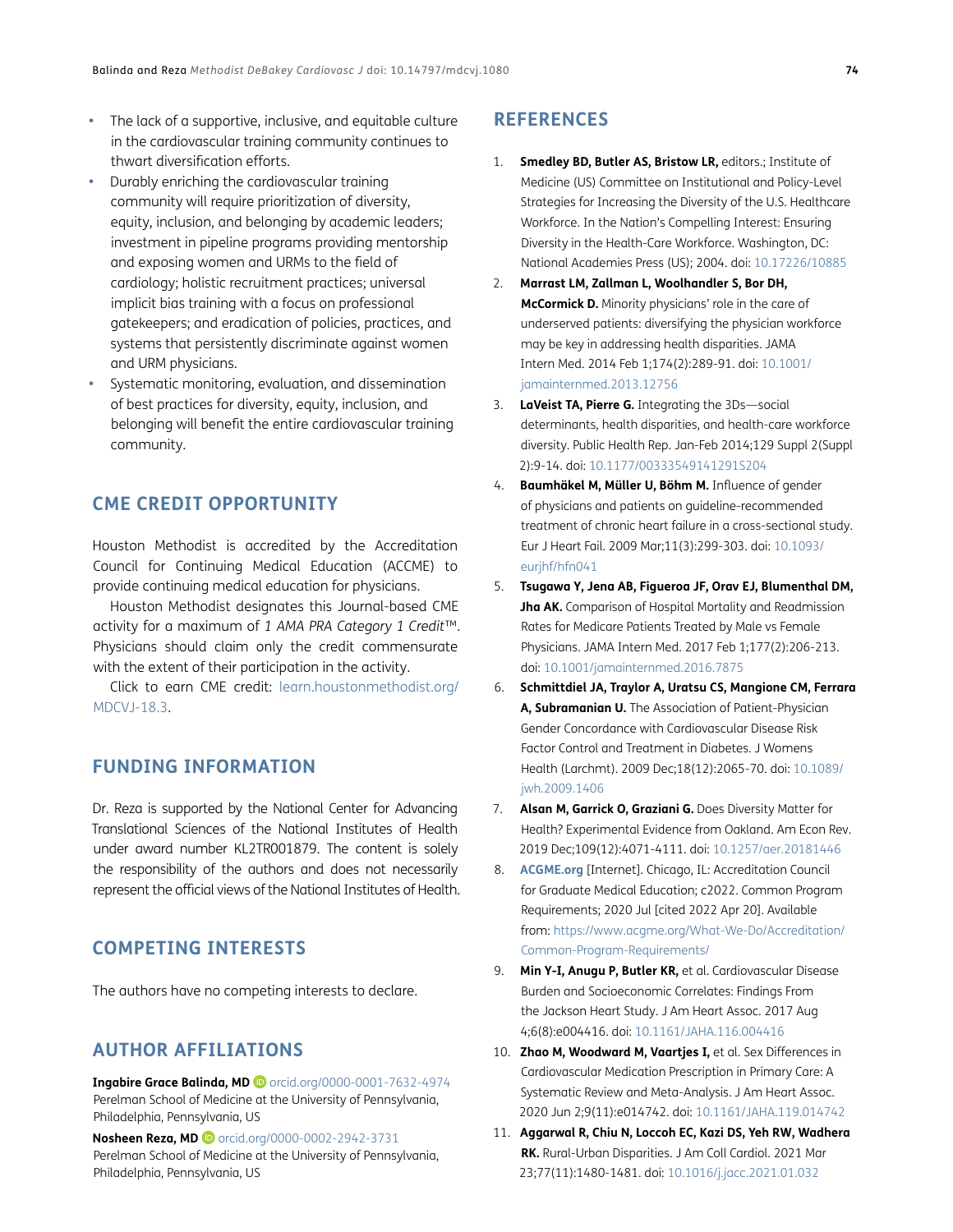- The lack of a supportive, inclusive, and equitable culture in the cardiovascular training community continues to thwart diversification efforts.
- Durably enriching the cardiovascular training community will require prioritization of diversity, equity, inclusion, and belonging by academic leaders; investment in pipeline programs providing mentorship and exposing women and URMs to the field of cardiology; holistic recruitment practices; universal implicit bias training with a focus on professional gatekeepers; and eradication of policies, practices, and systems that persistently discriminate against women and URM physicians.
- Systematic monitoring, evaluation, and dissemination of best practices for diversity, equity, inclusion, and belonging will benefit the entire cardiovascular training community.

## CME CREDIT OPPORTUNITY

Houston Methodist is accredited by the Accreditation Council for Continuing Medical Education (ACCME) to provide continuing medical education for physicians.

Houston Methodist designates this Journal-based CME activity for a maximum of *1 AMA PRA Category 1 Credit*™. Physicians should claim only the credit commensurate with the extent of their participation in the activity.

Click to earn CME credit: learn.houstonmethodist.org/MDCVJ-18.3.

## FUNDING INFORMATION

Dr. Reza is supported by the National Center for Advancing Translational Sciences of the National Institutes of Health under award number KL2TR001879. The content is solely the responsibility of the authors and does not necessarily represent the official views of the National Institutes of Health.

## COMPETING INTERESTS

The authors have no competing interests to declare.

## AUTHOR AFFILIATIONS

**Ingabire Grace Balinda, MD** orcid.org/0000-0001-7632-4974
Perelman School of Medicine at the University of Pennsylvania, Philadelphia, Pennsylvania, US

**Nosheen Reza, MD** orcid.org/0000-0002-2942-3731
Perelman School of Medicine at the University of Pennsylvania, Philadelphia, Pennsylvania, US

## REFERENCES

1. **Smedley BD, Butler AS, Bristow LR,** editors.; Institute of Medicine (US) Committee on Institutional and Policy-Level Strategies for Increasing the Diversity of the U.S. Healthcare Workforce. In the Nation's Compelling Interest: Ensuring Diversity in the Health-Care Workforce. Washington, DC: National Academies Press (US); 2004. doi: 10.17226/10885
2. **Marrast LM, Zallman L, Woolhandler S, Bor DH, McCormick D.** Minority physicians' role in the care of underserved patients: diversifying the physician workforce may be key in addressing health disparities. JAMA Intern Med. 2014 Feb 1;174(2):289-91. doi: 10.1001/jamainternmed.2013.12756
3. **LaVeist TA, Pierre G.** Integrating the 3Ds—social determinants, health disparities, and health-care workforce diversity. Public Health Rep. Jan-Feb 2014;129 Suppl 2(Suppl 2):9-14. doi: 10.1177/00333549141291S204
4. **Baumhäkel M, Müller U, Böhm M.** Influence of gender of physicians and patients on guideline-recommended treatment of chronic heart failure in a cross-sectional study. Eur J Heart Fail. 2009 Mar;11(3):299-303. doi: 10.1093/eurjhf/hfn041
5. **Tsugawa Y, Jena AB, Figueroa JF, Orav EJ, Blumenthal DM, Jha AK.** Comparison of Hospital Mortality and Readmission Rates for Medicare Patients Treated by Male vs Female Physicians. JAMA Intern Med. 2017 Feb 1;177(2):206-213. doi: 10.1001/jamainternmed.2016.7875
6. **Schmittdiel JA, Traylor A, Uratsu CS, Mangione CM, Ferrara A, Subramanian U.** The Association of Patient-Physician Gender Concordance with Cardiovascular Disease Risk Factor Control and Treatment in Diabetes. J Womens Health (Larchmt). 2009 Dec;18(12):2065-70. doi: 10.1089/jwh.2009.1406
7. **Alsan M, Garrick O, Graziani G.** Does Diversity Matter for Health? Experimental Evidence from Oakland. Am Econ Rev. 2019 Dec;109(12):4071-4111. doi: 10.1257/aer.20181446
8. **ACGME.org** [Internet]. Chicago, IL: Accreditation Council for Graduate Medical Education; c2022. Common Program Requirements; 2020 Jul [cited 2022 Apr 20]. Available from: https://www.acgme.org/What-We-Do/Accreditation/Common-Program-Requirements/
9. **Min Y-I, Anugu P, Butler KR,** et al. Cardiovascular Disease Burden and Socioeconomic Correlates: Findings From the Jackson Heart Study. J Am Heart Assoc. 2017 Aug 4;6(8):e004416. doi: 10.1161/JAHA.116.004416
10. **Zhao M, Woodward M, Vaartjes I,** et al. Sex Differences in Cardiovascular Medication Prescription in Primary Care: A Systematic Review and Meta-Analysis. J Am Heart Assoc. 2020 Jun 2;9(11):e014742. doi: 10.1161/JAHA.119.014742
11. **Aggarwal R, Chiu N, Loccoh EC, Kazi DS, Yeh RW, Wadhera RK.** Rural-Urban Disparities. J Am Coll Cardiol. 2021 Mar 23;77(11):1480-1481. doi: 10.1016/j.jacc.2021.01.032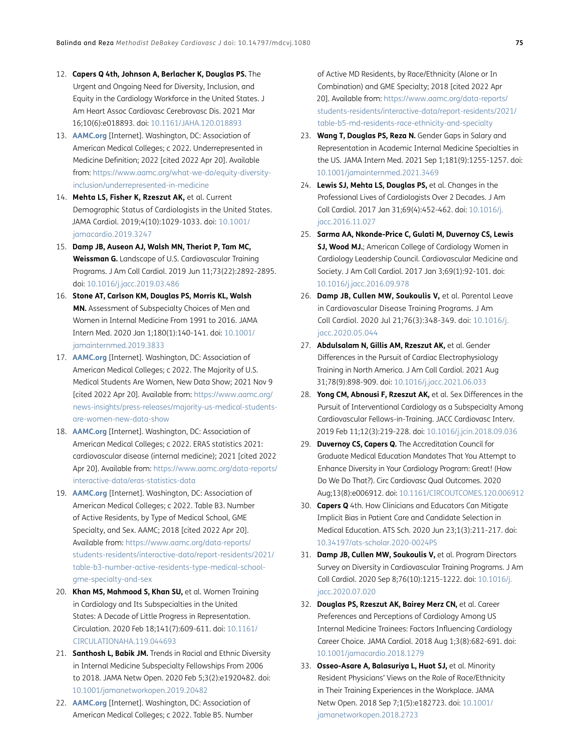12. **Capers Q 4th, Johnson A, Berlacher K, Douglas PS.** The Urgent and Ongoing Need for Diversity, Inclusion, and Equity in the Cardiology Workforce in the United States. J Am Heart Assoc Cardiovasc Cerebrovasc Dis. 2021 Mar 16;10(6):e018893. doi: 10.1161/JAHA.120.018893
13. **AAMC.org** [Internet]. Washington, DC: Association of American Medical Colleges; c 2022. Underrepresented in Medicine Definition; 2022 [cited 2022 Apr 20]. Available from: https://www.aamc.org/what-we-do/equity-diversity-inclusion/underrepresented-in-medicine
14. **Mehta LS, Fisher K, Rzeszut AK,** et al. Current Demographic Status of Cardiologists in the United States. JAMA Cardiol. 2019;4(10):1029-1033. doi: 10.1001/jamacardio.2019.3247
15. **Damp JB, Auseon AJ, Walsh MN, Theriot P, Tam MC, Weissman G.** Landscape of U.S. Cardiovascular Training Programs. J Am Coll Cardiol. 2019 Jun 11;73(22):2892-2895. doi: 10.1016/j.jacc.2019.03.486
16. **Stone AT, Carlson KM, Douglas PS, Morris KL, Walsh MN.** Assessment of Subspecialty Choices of Men and Women in Internal Medicine From 1991 to 2016. JAMA Intern Med. 2020 Jan 1;180(1):140-141. doi: 10.1001/jamainternmed.2019.3833
17. **AAMC.org** [Internet]. Washington, DC: Association of American Medical Colleges; c 2022. The Majority of U.S. Medical Students Are Women, New Data Show; 2021 Nov 9 [cited 2022 Apr 20]. Available from: https://www.aamc.org/news-insights/press-releases/majority-us-medical-students-are-women-new-data-show
18. **AAMC.org** [Internet]. Washington, DC: Association of American Medical Colleges; c 2022. ERAS statistics 2021: cardiovascular disease (internal medicine); 2021 [cited 2022 Apr 20]. Available from: https://www.aamc.org/data-reports/interactive-data/eras-statistics-data
19. **AAMC.org** [Internet]. Washington, DC: Association of American Medical Colleges; c 2022. Table B3. Number of Active Residents, by Type of Medical School, GME Specialty, and Sex. AAMC; 2018 [cited 2022 Apr 20]. Available from: https://www.aamc.org/data-reports/students-residents/interactive-data/report-residents/2021/table-b3-number-active-residents-type-medical-school-gme-specialty-and-sex
20. **Khan MS, Mahmood S, Khan SU,** et al. Women Training in Cardiology and Its Subspecialties in the United States: A Decade of Little Progress in Representation. Circulation. 2020 Feb 18;141(7):609-611. doi: 10.1161/CIRCULATIONAHA.119.044693
21. **Santhosh L, Babik JM.** Trends in Racial and Ethnic Diversity in Internal Medicine Subspecialty Fellowships From 2006 to 2018. JAMA Netw Open. 2020 Feb 5;3(2):e1920482. doi: 10.1001/jamanetworkopen.2019.20482
22. **AAMC.org** [Internet]. Washington, DC: Association of American Medical Colleges; c 2022. Table B5. Number of Active MD Residents, by Race/Ethnicity (Alone or In Combination) and GME Specialty; 2018 [cited 2022 Apr 20]. Available from: https://www.aamc.org/data-reports/students-residents/interactive-data/report-residents/2021/table-b5-md-residents-race-ethnicity-and-specialty
23. **Wang T, Douglas PS, Reza N.** Gender Gaps in Salary and Representation in Academic Internal Medicine Specialties in the US. JAMA Intern Med. 2021 Sep 1;181(9):1255-1257. doi: 10.1001/jamainternmed.2021.3469
24. **Lewis SJ, Mehta LS, Douglas PS,** et al. Changes in the Professional Lives of Cardiologists Over 2 Decades. J Am Coll Cardiol. 2017 Jan 31;69(4):452-462. doi: 10.1016/j.jacc.2016.11.027
25. **Sarma AA, Nkonde-Price C, Gulati M, Duvernoy CS, Lewis SJ, Wood MJ.**; American College of Cardiology Women in Cardiology Leadership Council. Cardiovascular Medicine and Society. J Am Coll Cardiol. 2017 Jan 3;69(1):92-101. doi: 10.1016/j.jacc.2016.09.978
26. **Damp JB, Cullen MW, Soukoulis V,** et al. Parental Leave in Cardiovascular Disease Training Programs. J Am Coll Cardiol. 2020 Jul 21;76(3):348-349. doi: 10.1016/j.jacc.2020.05.044
27. **Abdulsalam N, Gillis AM, Rzeszut AK,** et al. Gender Differences in the Pursuit of Cardiac Electrophysiology Training in North America. J Am Coll Cardiol. 2021 Aug 31;78(9):898-909. doi: 10.1016/j.jacc.2021.06.033
28. **Yong CM, Abnousi F, Rzeszut AK,** et al. Sex Differences in the Pursuit of Interventional Cardiology as a Subspecialty Among Cardiovascular Fellows-in-Training. JACC Cardiovasc Interv. 2019 Feb 11;12(3):219-228. doi: 10.1016/j.jcin.2018.09.036
29. **Duvernoy CS, Capers Q.** The Accreditation Council for Graduate Medical Education Mandates That You Attempt to Enhance Diversity in Your Cardiology Program: Great! (How Do We Do That?). Circ Cardiovasc Qual Outcomes. 2020 Aug;13(8):e006912. doi: 10.1161/CIRCOUTCOMES.120.006912
30. **Capers Q** 4th. How Clinicians and Educators Can Mitigate Implicit Bias in Patient Care and Candidate Selection in Medical Education. ATS Sch. 2020 Jun 23;1(3):211-217. doi: 10.34197/ats-scholar.2020-0024PS
31. **Damp JB, Cullen MW, Soukoulis V,** et al. Program Directors Survey on Diversity in Cardiovascular Training Programs. J Am Coll Cardiol. 2020 Sep 8;76(10):1215-1222. doi: 10.1016/j.jacc.2020.07.020
32. **Douglas PS, Rzeszut AK, Bairey Merz CN,** et al. Career Preferences and Perceptions of Cardiology Among US Internal Medicine Trainees: Factors Influencing Cardiology Career Choice. JAMA Cardiol. 2018 Aug 1;3(8):682-691. doi: 10.1001/jamacardio.2018.1279
33. **Osseo-Asare A, Balasuriya L, Huot SJ,** et al. Minority Resident Physicians' Views on the Role of Race/Ethnicity in Their Training Experiences in the Workplace. JAMA Netw Open. 2018 Sep 7;1(5):e182723. doi: 10.1001/jamanetworkopen.2018.2723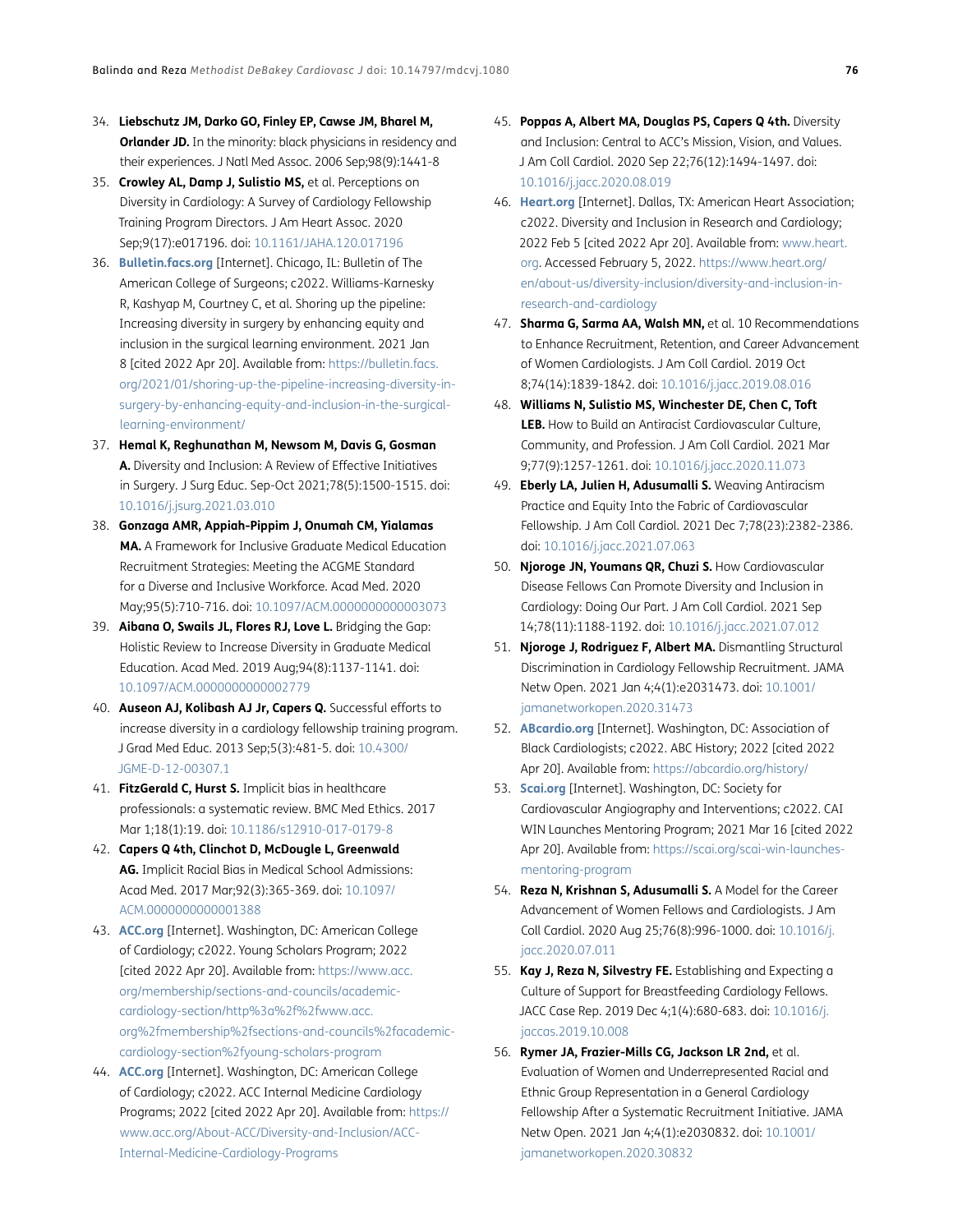34. **Liebschutz JM, Darko GO, Finley EP, Cawse JM, Bharel M, Orlander JD.** In the minority: black physicians in residency and their experiences. J Natl Med Assoc. 2006 Sep;98(9):1441-8
35. **Crowley AL, Damp J, Sulistio MS,** et al. Perceptions on Diversity in Cardiology: A Survey of Cardiology Fellowship Training Program Directors. J Am Heart Assoc. 2020 Sep;9(17):e017196. doi: 10.1161/JAHA.120.017196
36. **Bulletin.facs.org** [Internet]. Chicago, IL: Bulletin of The American College of Surgeons; c2022. Williams-Karnesky R, Kashyap M, Courtney C, et al. Shoring up the pipeline: Increasing diversity in surgery by enhancing equity and inclusion in the surgical learning environment. 2021 Jan 8 [cited 2022 Apr 20]. Available from: https://bulletin.facs.org/2021/01/shoring-up-the-pipeline-increasing-diversity-in-surgery-by-enhancing-equity-and-inclusion-in-the-surgical-learning-environment/
37. **Hemal K, Reghunathan M, Newsom M, Davis G, Gosman A.** Diversity and Inclusion: A Review of Effective Initiatives in Surgery. J Surg Educ. Sep-Oct 2021;78(5):1500-1515. doi: 10.1016/j.jsurg.2021.03.010
38. **Gonzaga AMR, Appiah-Pippim J, Onumah CM, Yialamas MA.** A Framework for Inclusive Graduate Medical Education Recruitment Strategies: Meeting the ACGME Standard for a Diverse and Inclusive Workforce. Acad Med. 2020 May;95(5):710-716. doi: 10.1097/ACM.0000000000003073
39. **Aibana O, Swails JL, Flores RJ, Love L.** Bridging the Gap: Holistic Review to Increase Diversity in Graduate Medical Education. Acad Med. 2019 Aug;94(8):1137-1141. doi: 10.1097/ACM.0000000000002779
40. **Auseon AJ, Kolibash AJ Jr, Capers Q.** Successful efforts to increase diversity in a cardiology fellowship training program. J Grad Med Educ. 2013 Sep;5(3):481-5. doi: 10.4300/JGME-D-12-00307.1
41. **FitzGerald C, Hurst S.** Implicit bias in healthcare professionals: a systematic review. BMC Med Ethics. 2017 Mar 1;18(1):19. doi: 10.1186/s12910-017-0179-8
42. **Capers Q 4th, Clinchot D, McDougle L, Greenwald AG.** Implicit Racial Bias in Medical School Admissions: Acad Med. 2017 Mar;92(3):365-369. doi: 10.1097/ACM.0000000000001388
43. **ACC.org** [Internet]. Washington, DC: American College of Cardiology; c2022. Young Scholars Program; 2022 [cited 2022 Apr 20]. Available from: https://www.acc.org/membership/sections-and-councils/academic-cardiology-section/http%3a%2f%2fwww.acc.org%2fmembership%2fsections-and-councils%2facademic-cardiology-section%2fyoung-scholars-program
44. **ACC.org** [Internet]. Washington, DC: American College of Cardiology; c2022. ACC Internal Medicine Cardiology Programs; 2022 [cited 2022 Apr 20]. Available from: https://www.acc.org/About-ACC/Diversity-and-Inclusion/ACC-Internal-Medicine-Cardiology-Programs
45. **Poppas A, Albert MA, Douglas PS, Capers Q 4th.** Diversity and Inclusion: Central to ACC's Mission, Vision, and Values. J Am Coll Cardiol. 2020 Sep 22;76(12):1494-1497. doi: 10.1016/j.jacc.2020.08.019
46. **Heart.org** [Internet]. Dallas, TX: American Heart Association; c2022. Diversity and Inclusion in Research and Cardiology; 2022 Feb 5 [cited 2022 Apr 20]. Available from: www.heart.org. Accessed February 5, 2022. https://www.heart.org/en/about-us/diversity-inclusion/diversity-and-inclusion-in-research-and-cardiology
47. **Sharma G, Sarma AA, Walsh MN,** et al. 10 Recommendations to Enhance Recruitment, Retention, and Career Advancement of Women Cardiologists. J Am Coll Cardiol. 2019 Oct 8;74(14):1839-1842. doi: 10.1016/j.jacc.2019.08.016
48. **Williams N, Sulistio MS, Winchester DE, Chen C, Toft LEB.** How to Build an Antiracist Cardiovascular Culture, Community, and Profession. J Am Coll Cardiol. 2021 Mar 9;77(9):1257-1261. doi: 10.1016/j.jacc.2020.11.073
49. **Eberly LA, Julien H, Adusumalli S.** Weaving Antiracism Practice and Equity Into the Fabric of Cardiovascular Fellowship. J Am Coll Cardiol. 2021 Dec 7;78(23):2382-2386. doi: 10.1016/j.jacc.2021.07.063
50. **Njoroge JN, Youmans QR, Chuzi S.** How Cardiovascular Disease Fellows Can Promote Diversity and Inclusion in Cardiology: Doing Our Part. J Am Coll Cardiol. 2021 Sep 14;78(11):1188-1192. doi: 10.1016/j.jacc.2021.07.012
51. **Njoroge J, Rodriguez F, Albert MA.** Dismantling Structural Discrimination in Cardiology Fellowship Recruitment. JAMA Netw Open. 2021 Jan 4;4(1):e2031473. doi: 10.1001/jamanetworkopen.2020.31473
52. **ABcardio.org** [Internet]. Washington, DC: Association of Black Cardiologists; c2022. ABC History; 2022 [cited 2022 Apr 20]. Available from: https://abcardio.org/history/
53. **Scai.org** [Internet]. Washington, DC: Society for Cardiovascular Angiography and Interventions; c2022. CAI WIN Launches Mentoring Program; 2021 Mar 16 [cited 2022 Apr 20]. Available from: https://scai.org/scai-win-launches-mentoring-program
54. **Reza N, Krishnan S, Adusumalli S.** A Model for the Career Advancement of Women Fellows and Cardiologists. J Am Coll Cardiol. 2020 Aug 25;76(8):996-1000. doi: 10.1016/j.jacc.2020.07.011
55. **Kay J, Reza N, Silvestry FE.** Establishing and Expecting a Culture of Support for Breastfeeding Cardiology Fellows. JACC Case Rep. 2019 Dec 4;1(4):680-683. doi: 10.1016/j.jaccas.2019.10.008
56. **Rymer JA, Frazier-Mills CG, Jackson LR 2nd,** et al. Evaluation of Women and Underrepresented Racial and Ethnic Group Representation in a General Cardiology Fellowship After a Systematic Recruitment Initiative. JAMA Netw Open. 2021 Jan 4;4(1):e2030832. doi: 10.1001/jamanetworkopen.2020.30832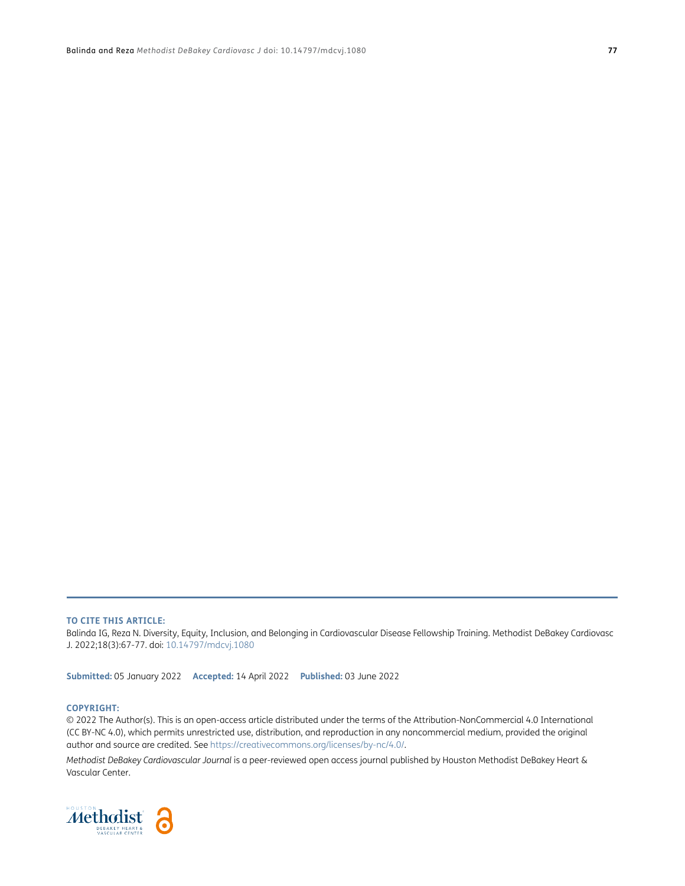**TO CITE THIS ARTICLE:**

Balinda IG, Reza N. Diversity, Equity, Inclusion, and Belonging in Cardiovascular Disease Fellowship Training. Methodist DeBakey Cardiovasc J. 2022;18(3):67-77. doi: 10.14797/mdcvj.1080

**Submitted:** 05 January 2022 **Accepted:** 14 April 2022 **Published:** 03 June 2022

**COPYRIGHT:**

© 2022 The Author(s). This is an open-access article distributed under the terms of the Attribution-NonCommercial 4.0 International (CC BY-NC 4.0), which permits unrestricted use, distribution, and reproduction in any noncommercial medium, provided the original author and source are credited. See https://creativecommons.org/licenses/by-nc/4.0/.

*Methodist DeBakey Cardiovascular Journal* is a peer-reviewed open access journal published by Houston Methodist DeBakey Heart & Vascular Center.